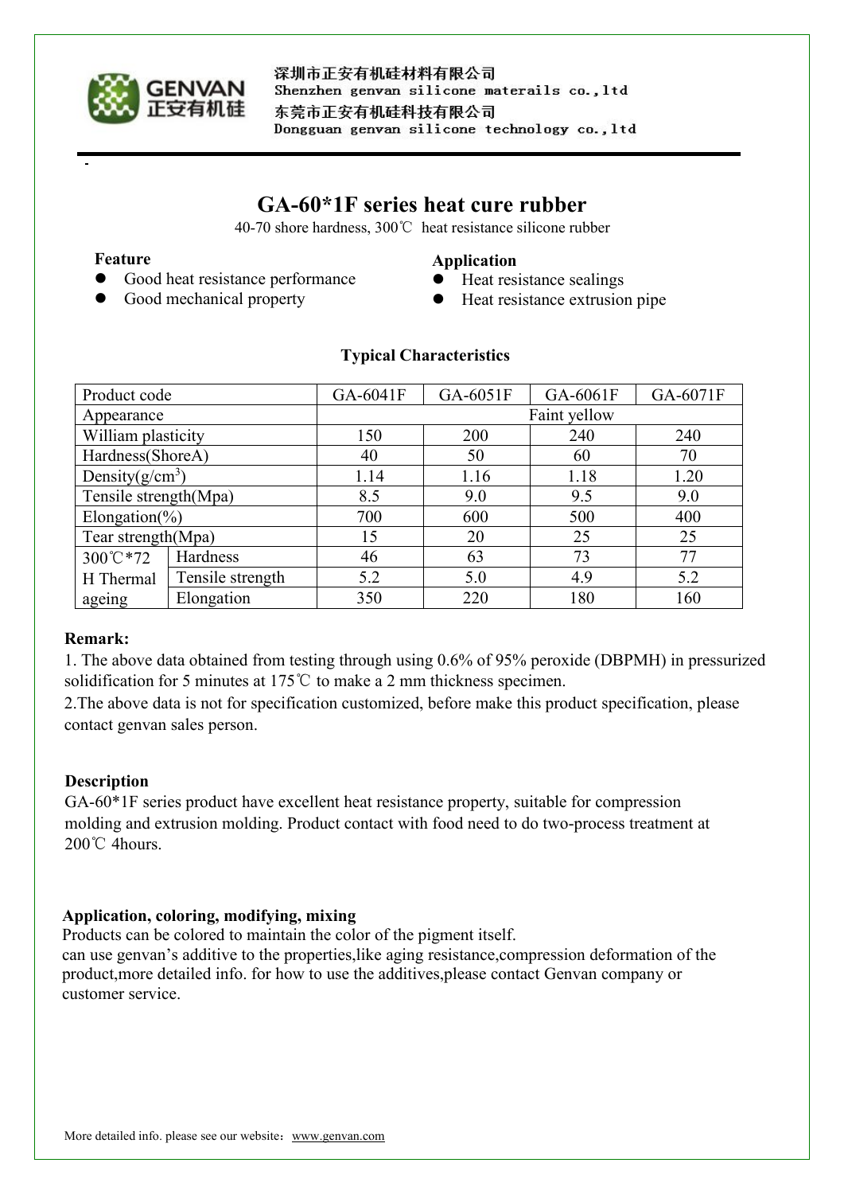深圳市正安有机硅材料有限公司
Shenzhen genvan silicone materails co.,ltd
东莞市正安有机硅科技有限公司
Dongguan genvan silicone technology co.,ltd

# GA-60*1F series heat cure rubber

40-70 shore hardness, 300℃ heat resistance silicone rubber

**Feature**

- Good heat resistance performance
- Good mechanical property

**Application**

- Heat resistance sealings
- Heat resistance extrusion pipe

**Typical Characteristics**

| Product code | | GA-6041F | GA-6051F | GA-6061F | GA-6071F |
|---|---|---|---|---|---|
| Appearance | | Faint yellow | | | |
| William plasticity | | 150 | 200 | 240 | 240 |
| Hardness(ShoreA) | | 40 | 50 | 60 | 70 |
| Density(g/cm$^3$) | | 1.14 | 1.16 | 1.18 | 1.20 |
| Tensile strength(Mpa) | | 8.5 | 9.0 | 9.5 | 9.0 |
| Elongation(%) | | 700 | 600 | 500 | 400 |
| Tear strength(Mpa) | | 15 | 20 | 25 | 25 |
| 300℃*72 H Thermal ageing | Hardness | 46 | 63 | 73 | 77 |
| | Tensile strength | 5.2 | 5.0 | 4.9 | 5.2 |
| | Elongation | 350 | 220 | 180 | 160 |

**Remark:**

1. The above data obtained from testing through using 0.6% of 95% peroxide (DBPMH) in pressurized solidification for 5 minutes at 175℃ to make a 2 mm thickness specimen.
2. The above data is not for specification customized, before make this product specification, please contact genvan sales person.

**Description**

GA-60*1F series product have excellent heat resistance property, suitable for compression molding and extrusion molding. Product contact with food need to do two-process treatment at 200℃ 4hours.

**Application, coloring, modifying, mixing**

Products can be colored to maintain the color of the pigment itself.
can use genvan's additive to the properties,like aging resistance,compression deformation of the product,more detailed info. for how to use the additives,please contact Genvan company or customer service.

More detailed info. please see our website：www.genvan.com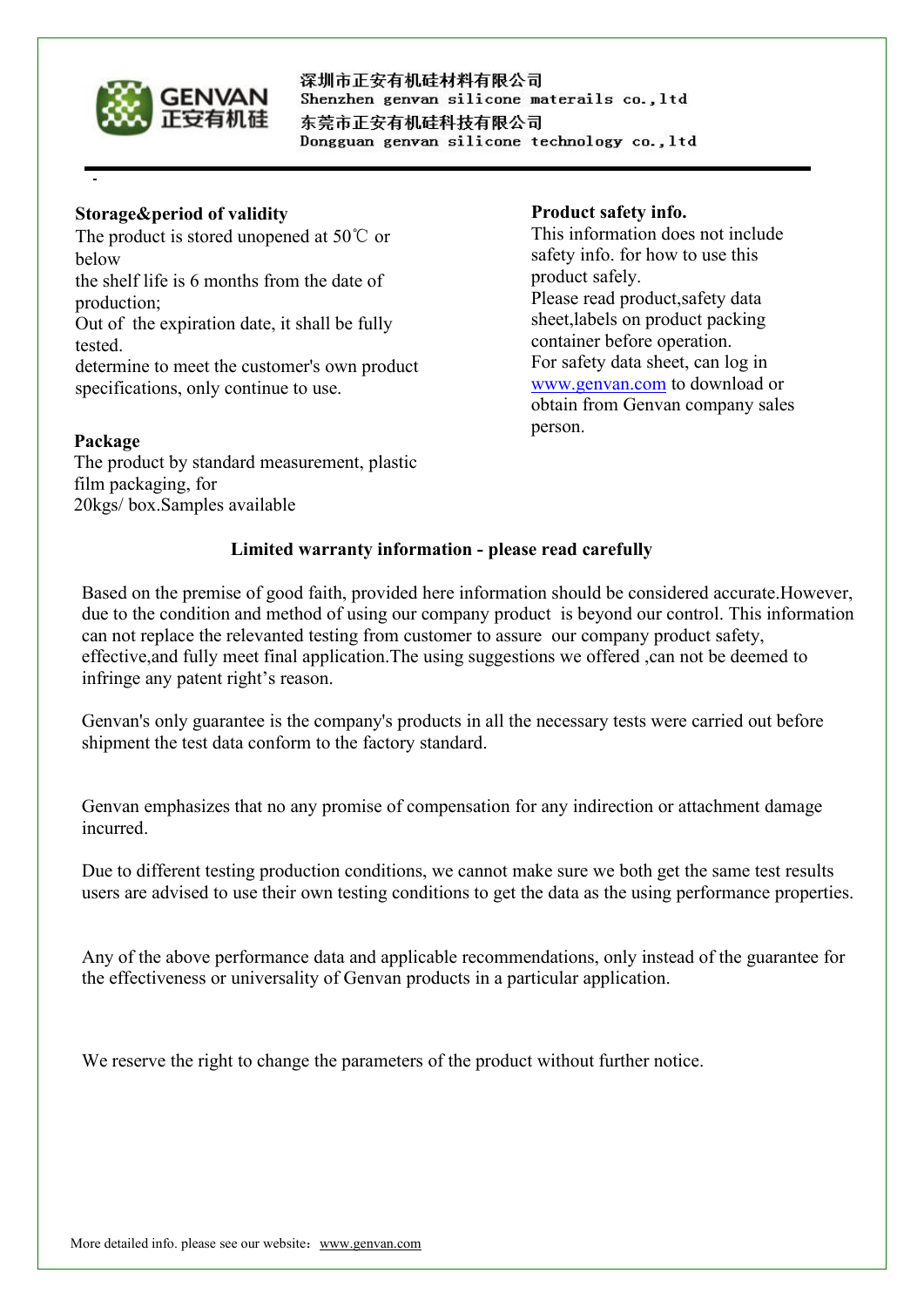## Storage&period of validity

The product is stored unopened at 50℃ or below
the shelf life is 6 months from the date of production;
Out of the expiration date, it shall be fully tested.
determine to meet the customer's own product specifications, only continue to use.

## Package

The product by standard measurement, plastic film packaging, for
20kgs/ box.Samples available

## Product safety info.

This information does not include safety info. for how to use this product safely.
Please read product,safety data sheet,labels on product packing container before operation.
For safety data sheet, can log in www.genvan.com to download or obtain from Genvan company sales person.

## Limited warranty information - please read carefully

Based on the premise of good faith, provided here information should be considered accurate.However, due to the condition and method of using our company product is beyond our control. This information can not replace the relevanted testing from customer to assure our company product safety, effective,and fully meet final application.The using suggestions we offered ,can not be deemed to infringe any patent right's reason.

Genvan's only guarantee is the company's products in all the necessary tests were carried out before shipment the test data conform to the factory standard.

Genvan emphasizes that no any promise of compensation for any indirection or attachment damage incurred.

Due to different testing production conditions, we cannot make sure we both get the same test results users are advised to use their own testing conditions to get the data as the using performance properties.

Any of the above performance data and applicable recommendations, only instead of the guarantee for the effectiveness or universality of Genvan products in a particular application.

We reserve the right to change the parameters of the product without further notice.